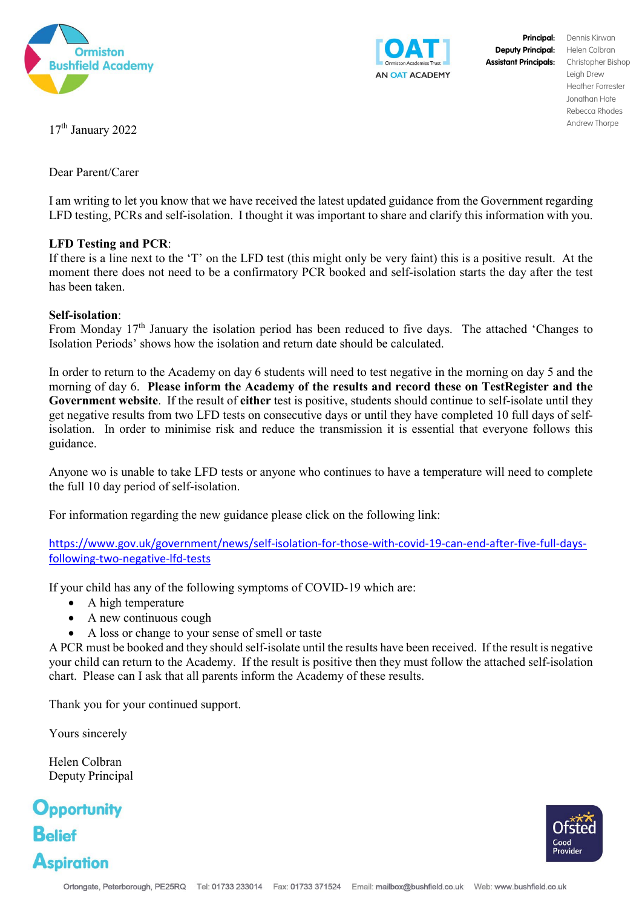Ormiston Bushfield Academy

[OAT] Ormiston Academies Trust
AN OAT ACADEMY

**Principal:** Dennis Kirwan
**Deputy Principal:** Helen Colbran
**Assistant Principals:** Christopher Bishop, Leigh Drew, Heather Forrester, Jonathan Hate, Rebecca Rhodes, Andrew Thorpe

17th January 2022

Dear Parent/Carer

I am writing to let you know that we have received the latest updated guidance from the Government regarding LFD testing, PCRs and self-isolation. I thought it was important to share and clarify this information with you.

**LFD Testing and PCR**:
If there is a line next to the 'T' on the LFD test (this might only be very faint) this is a positive result. At the moment there does not need to be a confirmatory PCR booked and self-isolation starts the day after the test has been taken.

**Self-isolation**:
From Monday 17th January the isolation period has been reduced to five days. The attached 'Changes to Isolation Periods' shows how the isolation and return date should be calculated.

In order to return to the Academy on day 6 students will need to test negative in the morning on day 5 and the morning of day 6. **Please inform the Academy of the results and record these on TestRegister and the Government website**. If the result of **either** test is positive, students should continue to self-isolate until they get negative results from two LFD tests on consecutive days or until they have completed 10 full days of self-isolation. In order to minimise risk and reduce the transmission it is essential that everyone follows this guidance.

Anyone wo is unable to take LFD tests or anyone who continues to have a temperature will need to complete the full 10 day period of self-isolation.

For information regarding the new guidance please click on the following link:

https://www.gov.uk/government/news/self-isolation-for-those-with-covid-19-can-end-after-five-full-days-following-two-negative-lfd-tests

If your child has any of the following symptoms of COVID-19 which are:

- A high temperature
- A new continuous cough
- A loss or change to your sense of smell or taste

A PCR must be booked and they should self-isolate until the results have been received. If the result is negative your child can return to the Academy. If the result is positive then they must follow the attached self-isolation chart. Please can I ask that all parents inform the Academy of these results.

Thank you for your continued support.

Yours sincerely

Helen Colbran
Deputy Principal

**Opportunity**
**Belief**
**Aspiration**

Ofsted Good Provider

Ortongate, Peterborough, PE25RQ Tel: 01733 233014 Fax: 01733 371524 Email: mailbox@bushfield.co.uk Web: www.bushfield.co.uk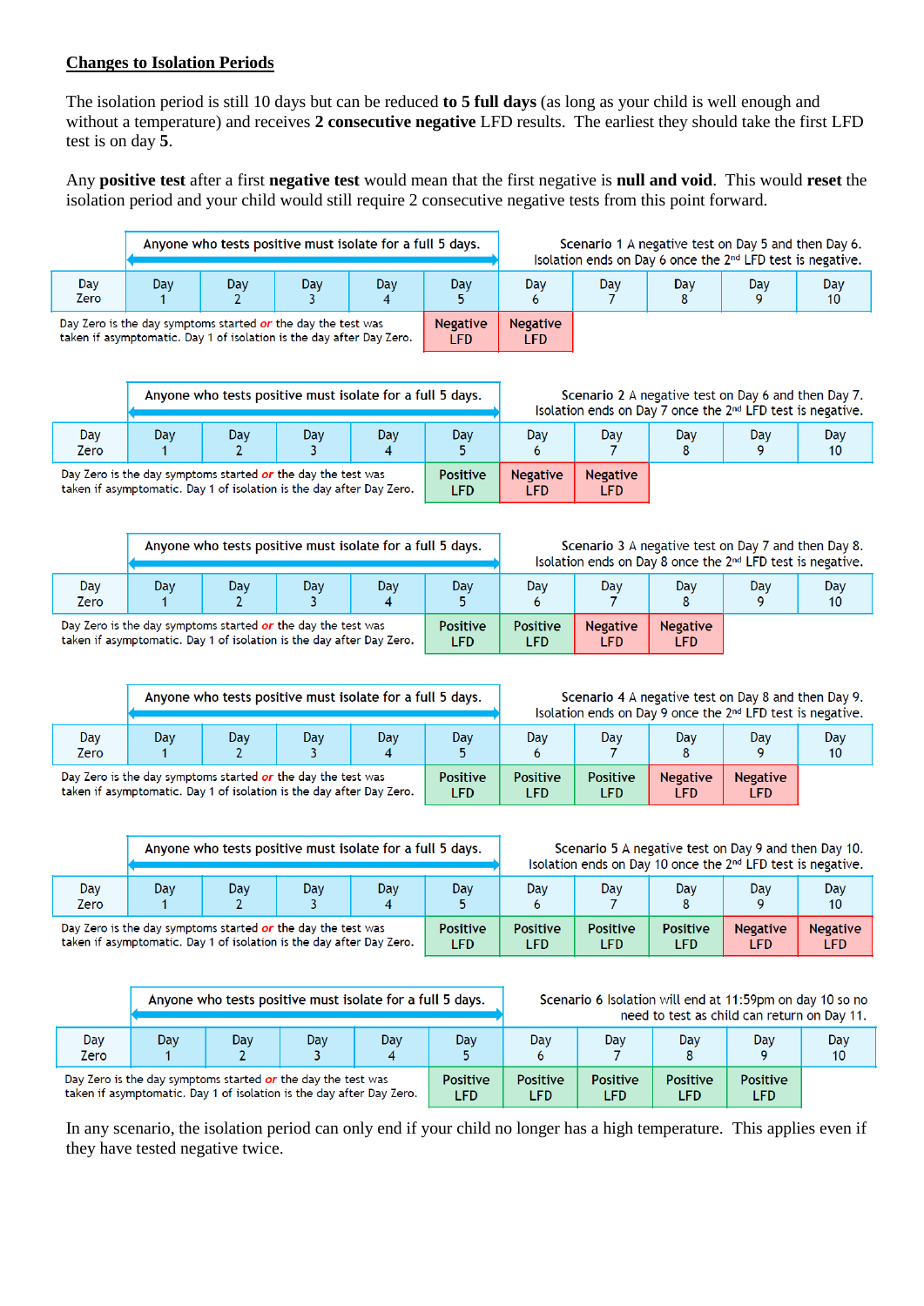## Changes to Isolation Periods

The isolation period is still 10 days but can be reduced **to 5 full days** (as long as your child is well enough and without a temperature) and receives **2 consecutive negative** LFD results. The earliest they should take the first LFD test is on day **5**.

Any **positive test** after a first **negative test** would mean that the first negative is **null and void**. This would **reset** the isolation period and your child would still require 2 consecutive negative tests from this point forward.

Anyone who tests positive must isolate for a full 5 days.

Scenario 1 A negative test on Day 5 and then Day 6. Isolation ends on Day 6 once the 2nd LFD test is negative.

| Day Zero | Day 1 | Day 2 | Day 3 | Day 4 | Day 5 | Day 6 | Day 7 | Day 8 | Day 9 | Day 10 |
|---|---|---|---|---|---|---|---|---|---|---|
| Day Zero is the day symptoms started *or* the day the test was taken if asymptomatic. Day 1 of isolation is the day after Day Zero. | | | | | Negative LFD | Negative LFD | | | | |

Anyone who tests positive must isolate for a full 5 days.

Scenario 2 A negative test on Day 6 and then Day 7. Isolation ends on Day 7 once the 2nd LFD test is negative.

| Day Zero | Day 1 | Day 2 | Day 3 | Day 4 | Day 5 | Day 6 | Day 7 | Day 8 | Day 9 | Day 10 |
|---|---|---|---|---|---|---|---|---|---|---|
| Day Zero is the day symptoms started *or* the day the test was taken if asymptomatic. Day 1 of isolation is the day after Day Zero. | | | | | Positive LFD | Negative LFD | Negative LFD | | | |

Anyone who tests positive must isolate for a full 5 days.

Scenario 3 A negative test on Day 7 and then Day 8. Isolation ends on Day 8 once the 2nd LFD test is negative.

| Day Zero | Day 1 | Day 2 | Day 3 | Day 4 | Day 5 | Day 6 | Day 7 | Day 8 | Day 9 | Day 10 |
|---|---|---|---|---|---|---|---|---|---|---|
| Day Zero is the day symptoms started *or* the day the test was taken if asymptomatic. Day 1 of isolation is the day after Day Zero. | | | | | Positive LFD | Positive LFD | Negative LFD | Negative LFD | | |

Anyone who tests positive must isolate for a full 5 days.

Scenario 4 A negative test on Day 8 and then Day 9. Isolation ends on Day 9 once the 2nd LFD test is negative.

| Day Zero | Day 1 | Day 2 | Day 3 | Day 4 | Day 5 | Day 6 | Day 7 | Day 8 | Day 9 | Day 10 |
|---|---|---|---|---|---|---|---|---|---|---|
| Day Zero is the day symptoms started *or* the day the test was taken if asymptomatic. Day 1 of isolation is the day after Day Zero. | | | | | Positive LFD | Positive LFD | Positive LFD | Negative LFD | Negative LFD | |

Anyone who tests positive must isolate for a full 5 days.

Scenario 5 A negative test on Day 9 and then Day 10. Isolation ends on Day 10 once the 2nd LFD test is negative.

| Day Zero | Day 1 | Day 2 | Day 3 | Day 4 | Day 5 | Day 6 | Day 7 | Day 8 | Day 9 | Day 10 |
|---|---|---|---|---|---|---|---|---|---|---|
| Day Zero is the day symptoms started *or* the day the test was taken if asymptomatic. Day 1 of isolation is the day after Day Zero. | | | | | Positive LFD | Positive LFD | Positive LFD | Positive LFD | Negative LFD | Negative LFD |

Anyone who tests positive must isolate for a full 5 days.

Scenario 6 Isolation will end at 11:59pm on day 10 so no need to test as child can return on Day 11.

| Day Zero | Day 1 | Day 2 | Day 3 | Day 4 | Day 5 | Day 6 | Day 7 | Day 8 | Day 9 | Day 10 |
|---|---|---|---|---|---|---|---|---|---|---|
| Day Zero is the day symptoms started *or* the day the test was taken if asymptomatic. Day 1 of isolation is the day after Day Zero. | | | | | Positive LFD | Positive LFD | Positive LFD | Positive LFD | Positive LFD | |

In any scenario, the isolation period can only end if your child no longer has a high temperature. This applies even if they have tested negative twice.